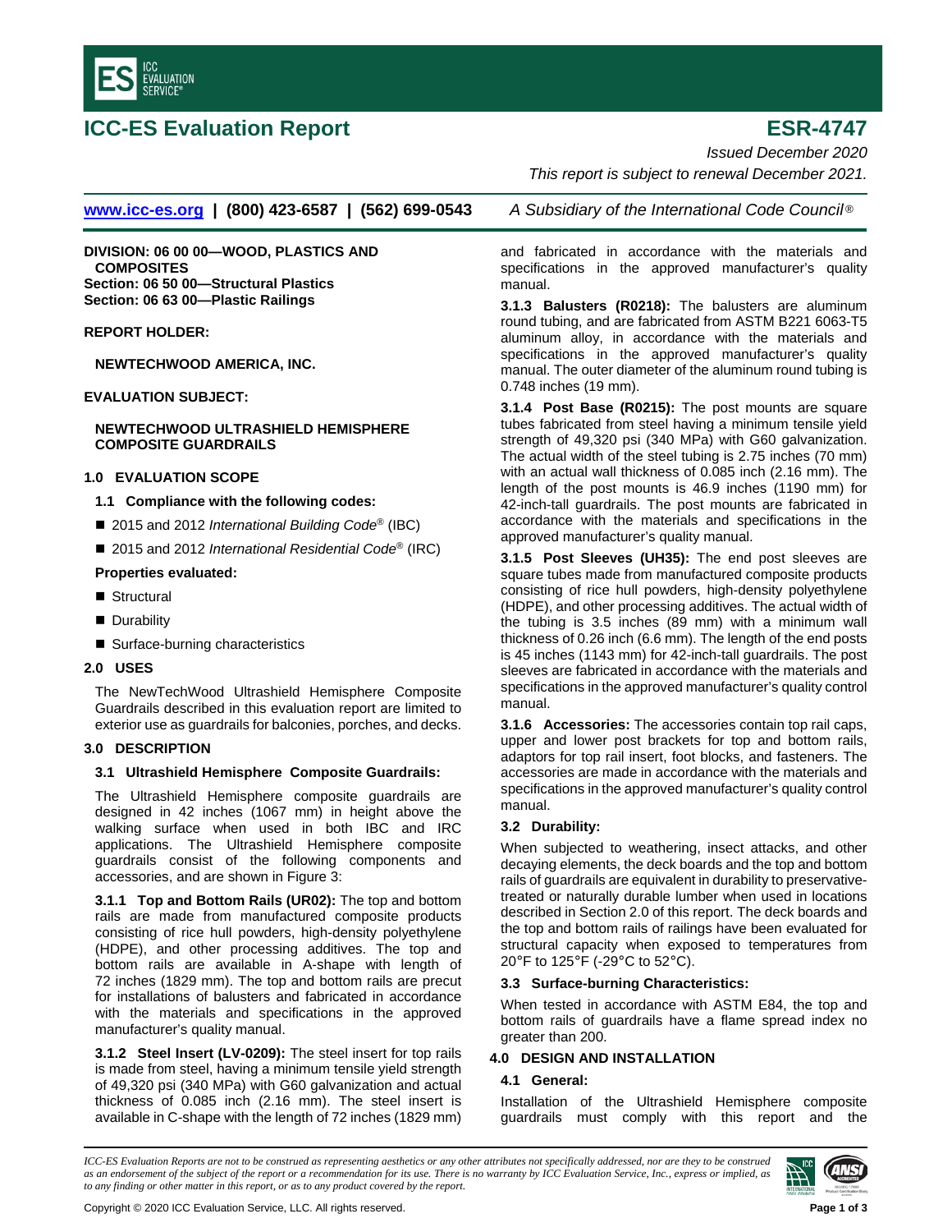# ICC-ES Evaluation Report

**ESR-4747**

*Issued December 2020*

*This report is subject to renewal December 2021.*

**www.icc-es.org | (800) 423-6587 | (562) 699-0543** *A Subsidiary of the International Code Council®*

**DIVISION: 06 00 00—WOOD, PLASTICS AND COMPOSITES**
**Section: 06 50 00—Structural Plastics**
**Section: 06 63 00—Plastic Railings**

**REPORT HOLDER:**

**NEWTECHWOOD AMERICA, INC.**

**EVALUATION SUBJECT:**

**NEWTECHWOOD ULTRASHIELD HEMISPHERE COMPOSITE GUARDRAILS**

## 1.0 EVALUATION SCOPE

### 1.1 Compliance with the following codes:

- 2015 and 2012 *International Building Code®* (IBC)
- 2015 and 2012 *International Residential Code®* (IRC)

**Properties evaluated:**

- Structural
- Durability
- Surface-burning characteristics

## 2.0 USES

The NewTechWood Ultrashield Hemisphere Composite Guardrails described in this evaluation report are limited to exterior use as guardrails for balconies, porches, and decks.

## 3.0 DESCRIPTION

### 3.1 Ultrashield Hemisphere Composite Guardrails:

The Ultrashield Hemisphere composite guardrails are designed in 42 inches (1067 mm) in height above the walking surface when used in both IBC and IRC applications. The Ultrashield Hemisphere composite guardrails consist of the following components and accessories, and are shown in Figure 3:

**3.1.1 Top and Bottom Rails (UR02):** The top and bottom rails are made from manufactured composite products consisting of rice hull powders, high-density polyethylene (HDPE), and other processing additives. The top and bottom rails are available in A-shape with length of 72 inches (1829 mm). The top and bottom rails are precut for installations of balusters and fabricated in accordance with the materials and specifications in the approved manufacturer's quality manual.

**3.1.2 Steel Insert (LV-0209):** The steel insert for top rails is made from steel, having a minimum tensile yield strength of 49,320 psi (340 MPa) with G60 galvanization and actual thickness of 0.085 inch (2.16 mm). The steel insert is available in C-shape with the length of 72 inches (1829 mm) and fabricated in accordance with the materials and specifications in the approved manufacturer's quality manual.

**3.1.3 Balusters (R0218):** The balusters are aluminum round tubing, and are fabricated from ASTM B221 6063-T5 aluminum alloy, in accordance with the materials and specifications in the approved manufacturer's quality manual. The outer diameter of the aluminum round tubing is 0.748 inches (19 mm).

**3.1.4 Post Base (R0215):** The post mounts are square tubes fabricated from steel having a minimum tensile yield strength of 49,320 psi (340 MPa) with G60 galvanization. The actual width of the steel tubing is 2.75 inches (70 mm) with an actual wall thickness of 0.085 inch (2.16 mm). The length of the post mounts is 46.9 inches (1190 mm) for 42-inch-tall guardrails. The post mounts are fabricated in accordance with the materials and specifications in the approved manufacturer's quality manual.

**3.1.5 Post Sleeves (UH35):** The end post sleeves are square tubes made from manufactured composite products consisting of rice hull powders, high-density polyethylene (HDPE), and other processing additives. The actual width of the tubing is 3.5 inches (89 mm) with a minimum wall thickness of 0.26 inch (6.6 mm). The length of the end posts is 45 inches (1143 mm) for 42-inch-tall guardrails. The post sleeves are fabricated in accordance with the materials and specifications in the approved manufacturer's quality control manual.

**3.1.6 Accessories:** The accessories contain top rail caps, upper and lower post brackets for top and bottom rails, adaptors for top rail insert, foot blocks, and fasteners. The accessories are made in accordance with the materials and specifications in the approved manufacturer's quality control manual.

### 3.2 Durability:

When subjected to weathering, insect attacks, and other decaying elements, the deck boards and the top and bottom rails of guardrails are equivalent in durability to preservative-treated or naturally durable lumber when used in locations described in Section 2.0 of this report. The deck boards and the top and bottom rails of railings have been evaluated for structural capacity when exposed to temperatures from 20°F to 125°F (-29°C to 52°C).

### 3.3 Surface-burning Characteristics:

When tested in accordance with ASTM E84, the top and bottom rails of guardrails have a flame spread index no greater than 200.

## 4.0 DESIGN AND INSTALLATION

### 4.1 General:

Installation of the Ultrashield Hemisphere composite guardrails must comply with this report and the

*ICC-ES Evaluation Reports are not to be construed as representing aesthetics or any other attributes not specifically addressed, nor are they to be construed as an endorsement of the subject of the report or a recommendation for its use. There is no warranty by ICC Evaluation Service, Inc., express or implied, as to any finding or other matter in this report, or as to any product covered by the report.*

Copyright © 2020 ICC Evaluation Service, LLC. All rights reserved.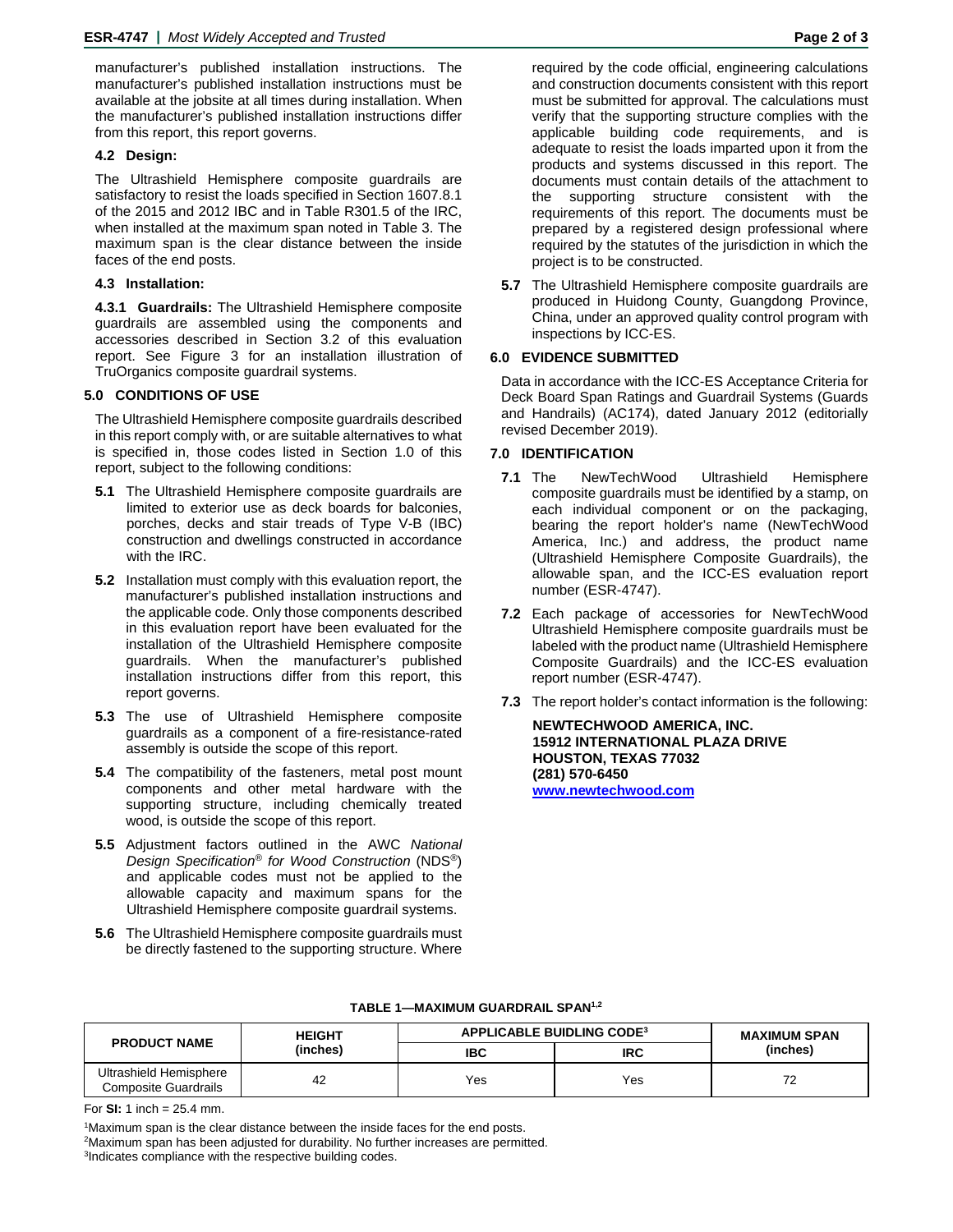manufacturer's published installation instructions. The manufacturer's published installation instructions must be available at the jobsite at all times during installation. When the manufacturer's published installation instructions differ from this report, this report governs.

### 4.2 Design:

The Ultrashield Hemisphere composite guardrails are satisfactory to resist the loads specified in Section 1607.8.1 of the 2015 and 2012 IBC and in Table R301.5 of the IRC, when installed at the maximum span noted in Table 3. The maximum span is the clear distance between the inside faces of the end posts.

### 4.3 Installation:

**4.3.1 Guardrails:** The Ultrashield Hemisphere composite guardrails are assembled using the components and accessories described in Section 3.2 of this evaluation report. See Figure 3 for an installation illustration of TruOrganics composite guardrail systems.

## 5.0 CONDITIONS OF USE

The Ultrashield Hemisphere composite guardrails described in this report comply with, or are suitable alternatives to what is specified in, those codes listed in Section 1.0 of this report, subject to the following conditions:

**5.1** The Ultrashield Hemisphere composite guardrails are limited to exterior use as deck boards for balconies, porches, decks and stair treads of Type V-B (IBC) construction and dwellings constructed in accordance with the IRC.

**5.2** Installation must comply with this evaluation report, the manufacturer's published installation instructions and the applicable code. Only those components described in this evaluation report have been evaluated for the installation of the Ultrashield Hemisphere composite guardrails. When the manufacturer's published installation instructions differ from this report, this report governs.

**5.3** The use of Ultrashield Hemisphere composite guardrails as a component of a fire-resistance-rated assembly is outside the scope of this report.

**5.4** The compatibility of the fasteners, metal post mount components and other metal hardware with the supporting structure, including chemically treated wood, is outside the scope of this report.

**5.5** Adjustment factors outlined in the AWC *National Design Specification® for Wood Construction* (NDS®) and applicable codes must not be applied to the allowable capacity and maximum spans for the Ultrashield Hemisphere composite guardrail systems.

**5.6** The Ultrashield Hemisphere composite guardrails must be directly fastened to the supporting structure. Where required by the code official, engineering calculations and construction documents consistent with this report must be submitted for approval. The calculations must verify that the supporting structure complies with the applicable building code requirements, and is adequate to resist the loads imparted upon it from the products and systems discussed in this report. The documents must contain details of the attachment to the supporting structure consistent with the requirements of this report. The documents must be prepared by a registered design professional where required by the statutes of the jurisdiction in which the project is to be constructed.

**5.7** The Ultrashield Hemisphere composite guardrails are produced in Huidong County, Guangdong Province, China, under an approved quality control program with inspections by ICC-ES.

## 6.0 EVIDENCE SUBMITTED

Data in accordance with the ICC-ES Acceptance Criteria for Deck Board Span Ratings and Guardrail Systems (Guards and Handrails) (AC174), dated January 2012 (editorially revised December 2019).

## 7.0 IDENTIFICATION

**7.1** The NewTechWood Ultrashield Hemisphere composite guardrails must be identified by a stamp, on each individual component or on the packaging, bearing the report holder's name (NewTechWood America, Inc.) and address, the product name (Ultrashield Hemisphere Composite Guardrails), the allowable span, and the ICC-ES evaluation report number (ESR-4747).

**7.2** Each package of accessories for NewTechWood Ultrashield Hemisphere composite guardrails must be labeled with the product name (Ultrashield Hemisphere Composite Guardrails) and the ICC-ES evaluation report number (ESR-4747).

**7.3** The report holder's contact information is the following:

**NEWTECHWOOD AMERICA, INC.**
**15912 INTERNATIONAL PLAZA DRIVE**
**HOUSTON, TEXAS 77032**
**(281) 570-6450**
**www.newtechwood.com**

**TABLE 1—MAXIMUM GUARDRAIL SPAN[1,2]**

| PRODUCT NAME | HEIGHT (inches) | APPLICABLE BUIDLING CODE[3] | | MAXIMUM SPAN (inches) |
|---|---|---|---|---|
| | | IBC | IRC | |
| Ultrashield Hemisphere Composite Guardrails | 42 | Yes | Yes | 72 |

For **SI:** 1 inch = 25.4 mm.

[1]Maximum span is the clear distance between the inside faces for the end posts.
[2]Maximum span has been adjusted for durability. No further increases are permitted.
[3]Indicates compliance with the respective building codes.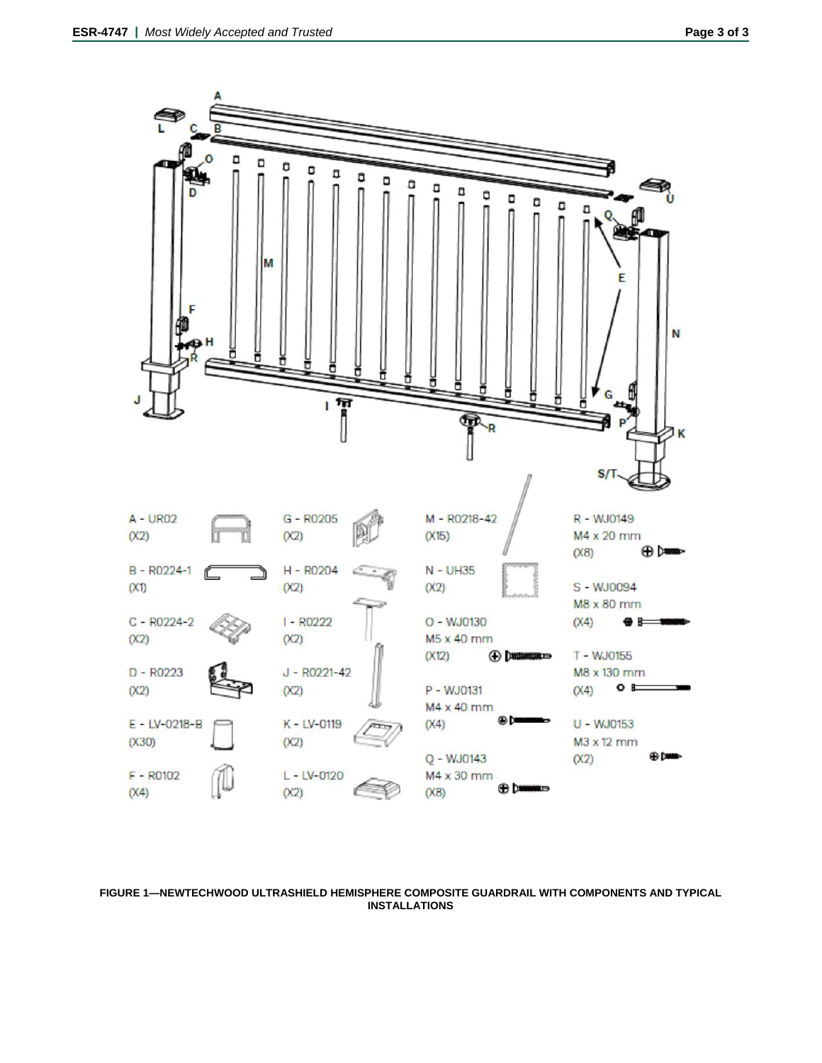A - UR02
(X2)

B - R0224-1
(X1)

C - R0224-2
(X2)

D - R0223
(X2)

E - LV-0218-B
(X30)

F - R0102
(X4)

G - R0205
(X2)

H - R0204
(X2)

I - R0222
(X2)

J - R0221-42
(X2)

K - LV-0119
(X2)

L - LV-0120
(X2)

M - R0218-42
(X15)

N - UH35
(X2)

O - WJ0130
M5 x 40 mm
(X12)

P - WJ0131
M4 x 40 mm
(X4)

Q - WJ0143
M4 x 30 mm
(X8)

R - WJ0149
M4 x 20 mm
(X8)

S - WJ0094
M8 x 80 mm
(X4)

T - WJ0155
M8 x 130 mm
(X4)

U - WJ0153
M3 x 12 mm
(X2)

**FIGURE 1—NEWTECHWOOD ULTRASHIELD HEMISPHERE COMPOSITE GUARDRAIL WITH COMPONENTS AND TYPICAL INSTALLATIONS**